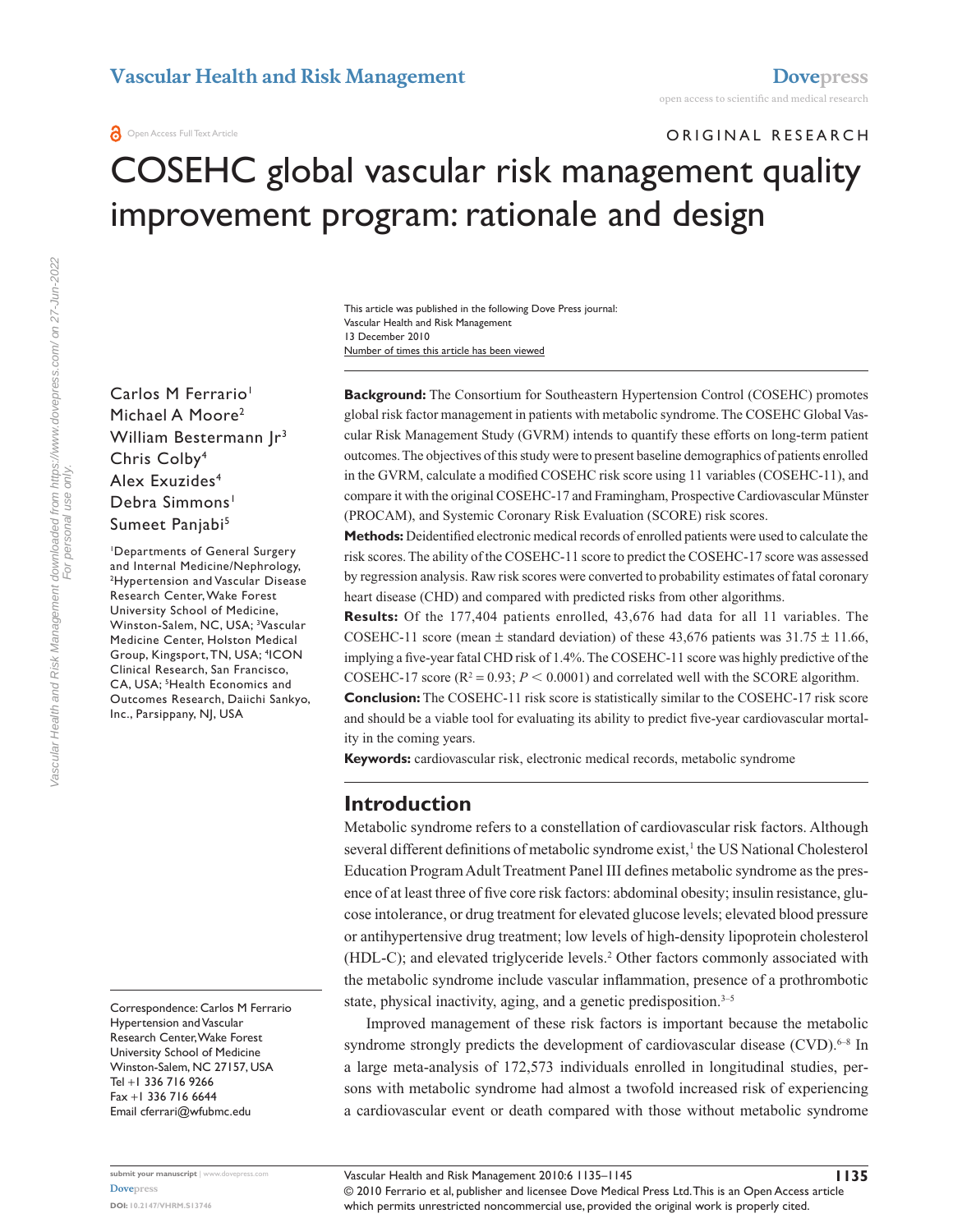Open Access Full Text Article

ORIGINAL RESEARCH

# COSEHC global vascular risk management quality improvement program: rationale and design

This article was published in the following Dove Press journal:
Vascular Health and Risk Management
13 December 2010
Number of times this article has been viewed

Carlos M Ferrario[1]
Michael A Moore[2]
William Bestermann Jr[3]
Chris Colby[4]
Alex Exuzides[4]
Debra Simmons[1]
Sumeet Panjabi[5]

[1]Departments of General Surgery and Internal Medicine/Nephrology, [2]Hypertension and Vascular Disease Research Center, Wake Forest University School of Medicine, Winston-Salem, NC, USA; [3]Vascular Medicine Center, Holston Medical Group, Kingsport, TN, USA; [4]ICON Clinical Research, San Francisco, CA, USA; [5]Health Economics and Outcomes Research, Daiichi Sankyo, Inc., Parsippany, NJ, USA

Correspondence: Carlos M Ferrario
Hypertension and Vascular Research Center, Wake Forest University School of Medicine
Winston-Salem, NC 27157, USA
Tel +1 336 716 9266
Fax +1 336 716 6644
Email cferrari@wfubmc.edu

**Background:** The Consortium for Southeastern Hypertension Control (COSEHC) promotes global risk factor management in patients with metabolic syndrome. The COSEHC Global Vascular Risk Management Study (GVRM) intends to quantify these efforts on long-term patient outcomes. The objectives of this study were to present baseline demographics of patients enrolled in the GVRM, calculate a modified COSEHC risk score using 11 variables (COSEHC-11), and compare it with the original COSEHC-17 and Framingham, Prospective Cardiovascular Münster (PROCAM), and Systemic Coronary Risk Evaluation (SCORE) risk scores.

**Methods:** Deidentified electronic medical records of enrolled patients were used to calculate the risk scores. The ability of the COSEHC-11 score to predict the COSEHC-17 score was assessed by regression analysis. Raw risk scores were converted to probability estimates of fatal coronary heart disease (CHD) and compared with predicted risks from other algorithms.

**Results:** Of the 177,404 patients enrolled, 43,676 had data for all 11 variables. The COSEHC-11 score (mean ± standard deviation) of these 43,676 patients was 31.75 ± 11.66, implying a five-year fatal CHD risk of 1.4%. The COSEHC-11 score was highly predictive of the COSEHC-17 score ($R^2 = 0.93$; $P < 0.0001$) and correlated well with the SCORE algorithm.

**Conclusion:** The COSEHC-11 risk score is statistically similar to the COSEHC-17 risk score and should be a viable tool for evaluating its ability to predict five-year cardiovascular mortality in the coming years.

**Keywords:** cardiovascular risk, electronic medical records, metabolic syndrome

## Introduction

Metabolic syndrome refers to a constellation of cardiovascular risk factors. Although several different definitions of metabolic syndrome exist,[1] the US National Cholesterol Education Program Adult Treatment Panel III defines metabolic syndrome as the presence of at least three of five core risk factors: abdominal obesity; insulin resistance, glucose intolerance, or drug treatment for elevated glucose levels; elevated blood pressure or antihypertensive drug treatment; low levels of high-density lipoprotein cholesterol (HDL-C); and elevated triglyceride levels.[2] Other factors commonly associated with the metabolic syndrome include vascular inflammation, presence of a prothrombotic state, physical inactivity, aging, and a genetic predisposition.[3–5]

Improved management of these risk factors is important because the metabolic syndrome strongly predicts the development of cardiovascular disease (CVD).[6–8] In a large meta-analysis of 172,573 individuals enrolled in longitudinal studies, persons with metabolic syndrome had almost a twofold increased risk of experiencing a cardiovascular event or death compared with those without metabolic syndrome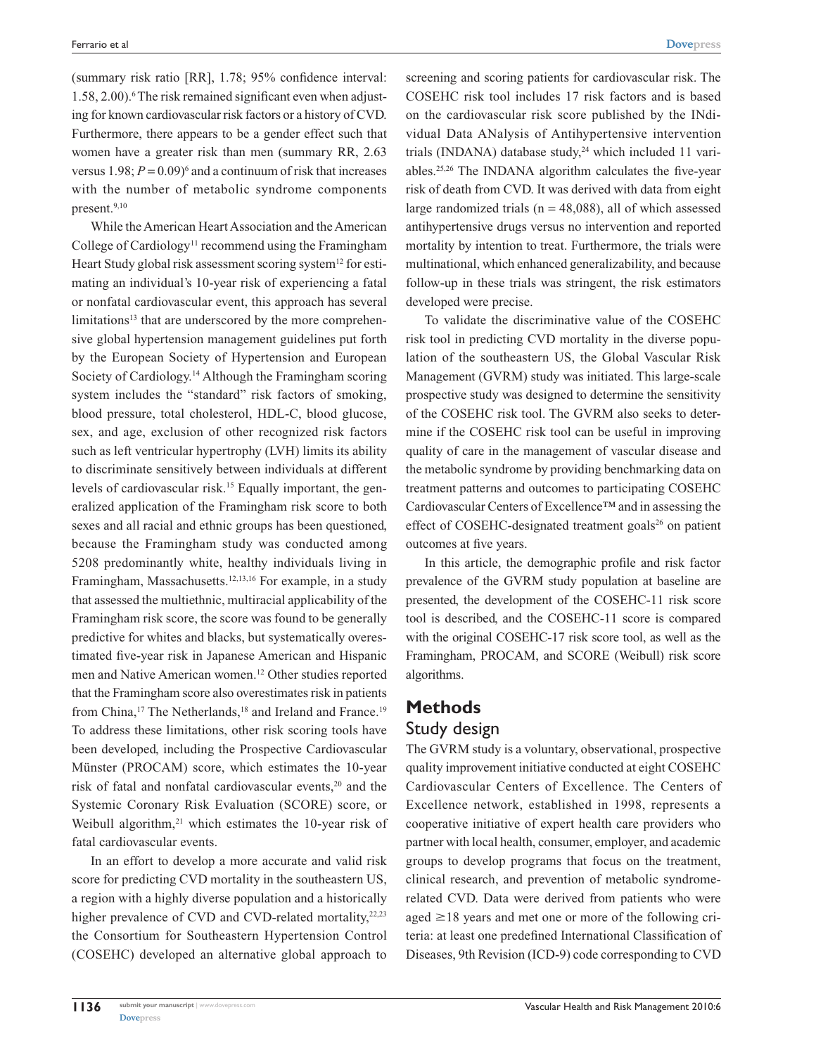(summary risk ratio [RR], 1.78; 95% confidence interval: 1.58, 2.00).[6] The risk remained significant even when adjusting for known cardiovascular risk factors or a history of CVD. Furthermore, there appears to be a gender effect such that women have a greater risk than men (summary RR, 2.63 versus 1.98; $P = 0.09$)[6] and a continuum of risk that increases with the number of metabolic syndrome components present.[9,10]

While the American Heart Association and the American College of Cardiology[11] recommend using the Framingham Heart Study global risk assessment scoring system[12] for estimating an individual's 10-year risk of experiencing a fatal or nonfatal cardiovascular event, this approach has several limitations[13] that are underscored by the more comprehensive global hypertension management guidelines put forth by the European Society of Hypertension and European Society of Cardiology.[14] Although the Framingham scoring system includes the "standard" risk factors of smoking, blood pressure, total cholesterol, HDL-C, blood glucose, sex, and age, exclusion of other recognized risk factors such as left ventricular hypertrophy (LVH) limits its ability to discriminate sensitively between individuals at different levels of cardiovascular risk.[15] Equally important, the generalized application of the Framingham risk score to both sexes and all racial and ethnic groups has been questioned, because the Framingham study was conducted among 5208 predominantly white, healthy individuals living in Framingham, Massachusetts.[12,13,16] For example, in a study that assessed the multiethnic, multiracial applicability of the Framingham risk score, the score was found to be generally predictive for whites and blacks, but systematically overestimated five-year risk in Japanese American and Hispanic men and Native American women.[12] Other studies reported that the Framingham score also overestimates risk in patients from China,[17] The Netherlands,[18] and Ireland and France.[19] To address these limitations, other risk scoring tools have been developed, including the Prospective Cardiovascular Münster (PROCAM) score, which estimates the 10-year risk of fatal and nonfatal cardiovascular events,[20] and the Systemic Coronary Risk Evaluation (SCORE) score, or Weibull algorithm,[21] which estimates the 10-year risk of fatal cardiovascular events.

In an effort to develop a more accurate and valid risk score for predicting CVD mortality in the southeastern US, a region with a highly diverse population and a historically higher prevalence of CVD and CVD-related mortality,[22,23] the Consortium for Southeastern Hypertension Control (COSEHC) developed an alternative global approach to screening and scoring patients for cardiovascular risk. The COSEHC risk tool includes 17 risk factors and is based on the cardiovascular risk score published by the INdividual Data ANalysis of Antihypertensive intervention trials (INDANA) database study,[24] which included 11 variables.[25,26] The INDANA algorithm calculates the five-year risk of death from CVD. It was derived with data from eight large randomized trials (n = 48,088), all of which assessed antihypertensive drugs versus no intervention and reported mortality by intention to treat. Furthermore, the trials were multinational, which enhanced generalizability, and because follow-up in these trials was stringent, the risk estimators developed were precise.

To validate the discriminative value of the COSEHC risk tool in predicting CVD mortality in the diverse population of the southeastern US, the Global Vascular Risk Management (GVRM) study was initiated. This large-scale prospective study was designed to determine the sensitivity of the COSEHC risk tool. The GVRM also seeks to determine if the COSEHC risk tool can be useful in improving quality of care in the management of vascular disease and the metabolic syndrome by providing benchmarking data on treatment patterns and outcomes to participating COSEHC Cardiovascular Centers of Excellence™ and in assessing the effect of COSEHC-designated treatment goals[26] on patient outcomes at five years.

In this article, the demographic profile and risk factor prevalence of the GVRM study population at baseline are presented, the development of the COSEHC-11 risk score tool is described, and the COSEHC-11 score is compared with the original COSEHC-17 risk score tool, as well as the Framingham, PROCAM, and SCORE (Weibull) risk score algorithms.

# Methods

## Study design

The GVRM study is a voluntary, observational, prospective quality improvement initiative conducted at eight COSEHC Cardiovascular Centers of Excellence. The Centers of Excellence network, established in 1998, represents a cooperative initiative of expert health care providers who partner with local health, consumer, employer, and academic groups to develop programs that focus on the treatment, clinical research, and prevention of metabolic syndrome-related CVD. Data were derived from patients who were aged ≥18 years and met one or more of the following criteria: at least one predefined International Classification of Diseases, 9th Revision (ICD-9) code corresponding to CVD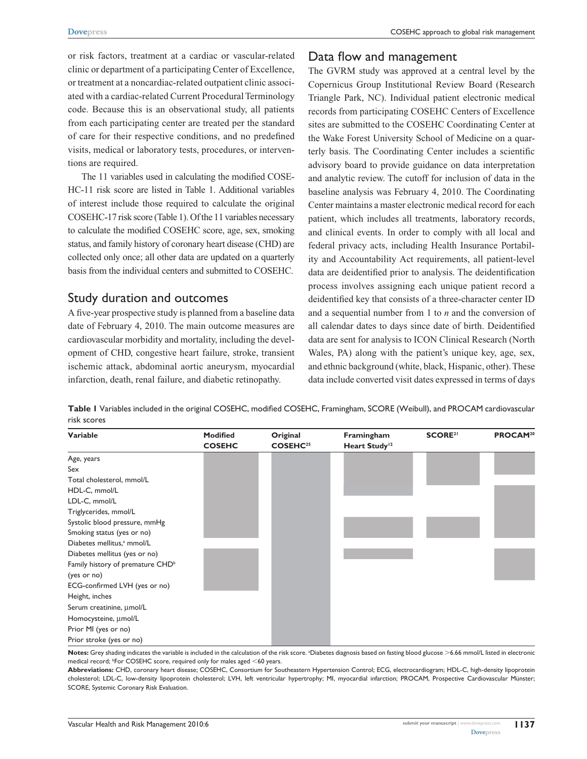or risk factors, treatment at a cardiac or vascular-related clinic or department of a participating Center of Excellence, or treatment at a noncardiac-related outpatient clinic associated with a cardiac-related Current Procedural Terminology code. Because this is an observational study, all patients from each participating center are treated per the standard of care for their respective conditions, and no predefined visits, medical or laboratory tests, procedures, or interventions are required.

The 11 variables used in calculating the modified COSEHC-11 risk score are listed in Table 1. Additional variables of interest include those required to calculate the original COSEHC-17 risk score (Table 1). Of the 11 variables necessary to calculate the modified COSEHC score, age, sex, smoking status, and family history of coronary heart disease (CHD) are collected only once; all other data are updated on a quarterly basis from the individual centers and submitted to COSEHC.

## Study duration and outcomes

A five-year prospective study is planned from a baseline data date of February 4, 2010. The main outcome measures are cardiovascular morbidity and mortality, including the development of CHD, congestive heart failure, stroke, transient ischemic attack, abdominal aortic aneurysm, myocardial infarction, death, renal failure, and diabetic retinopathy.

## Data flow and management

The GVRM study was approved at a central level by the Copernicus Group Institutional Review Board (Research Triangle Park, NC). Individual patient electronic medical records from participating COSEHC Centers of Excellence sites are submitted to the COSEHC Coordinating Center at the Wake Forest University School of Medicine on a quarterly basis. The Coordinating Center includes a scientific advisory board to provide guidance on data interpretation and analytic review. The cutoff for inclusion of data in the baseline analysis was February 4, 2010. The Coordinating Center maintains a master electronic medical record for each patient, which includes all treatments, laboratory records, and clinical events. In order to comply with all local and federal privacy acts, including Health Insurance Portability and Accountability Act requirements, all patient-level data are deidentified prior to analysis. The deidentification process involves assigning each unique patient record a deidentified key that consists of a three-character center ID and a sequential number from 1 to *n* and the conversion of all calendar dates to days since date of birth. Deidentified data are sent for analysis to ICON Clinical Research (North Wales, PA) along with the patient's unique key, age, sex, and ethnic background (white, black, Hispanic, other). These data include converted visit dates expressed in terms of days

**Table 1** Variables included in the original COSEHC, modified COSEHC, Framingham, SCORE (Weibull), and PROCAM cardiovascular risk scores

| Variable | Modified COSEHC | Original COSEHC[25] | Framingham Heart Study[12] | SCORE[21] | PROCAM[20] |
|---|---|---|---|---|---|
| Age, years | ✓ | ✓ | ✓ | ✓ | ✓ |
| Sex | ✓ | ✓ | ✓ | ✓ | ✓ |
| Total cholesterol, mmol/L | ✓ | ✓ | ✓ | ✓ | |
| HDL-C, mmol/L | ✓ | ✓ | ✓ | | ✓ |
| LDL-C, mmol/L | ✓ | ✓ | | | ✓ |
| Triglycerides, mmol/L | ✓ | ✓ | | | ✓ |
| Systolic blood pressure, mmHg | ✓ | ✓ | ✓ | ✓ | ✓ |
| Smoking status (yes or no) | ✓ | ✓ | ✓ | ✓ | ✓ |
| Diabetes mellitus,[a] mmol/L | | ✓ | | | |
| Diabetes mellitus (yes or no) | ✓ | ✓ | ✓ | | ✓ |
| Family history of premature CHD[b] (yes or no) | ✓ | ✓ | | | ✓ |
| ECG-confirmed LVH (yes or no) | ✓ | ✓ | | | |
| Height, inches | | ✓ | | | |
| Serum creatinine, µmol/L | | ✓ | | | |
| Homocysteine, µmol/L | | ✓ | | | |
| Prior MI (yes or no) | | ✓ | | | |
| Prior stroke (yes or no) | | ✓ | | | |

**Notes:** Grey shading indicates the variable is included in the calculation of the risk score. [a]Diabetes diagnosis based on fasting blood glucose >6.66 mmol/L listed in electronic medical record; [b]For COSEHC score, required only for males aged <60 years.

**Abbreviations:** CHD, coronary heart disease; COSEHC, Consortium for Southeastern Hypertension Control; ECG, electrocardiogram; HDL-C, high-density lipoprotein cholesterol; LDL-C, low-density lipoprotein cholesterol; LVH, left ventricular hypertrophy; MI, myocardial infarction; PROCAM, Prospective Cardiovascular Münster; SCORE, Systemic Coronary Risk Evaluation.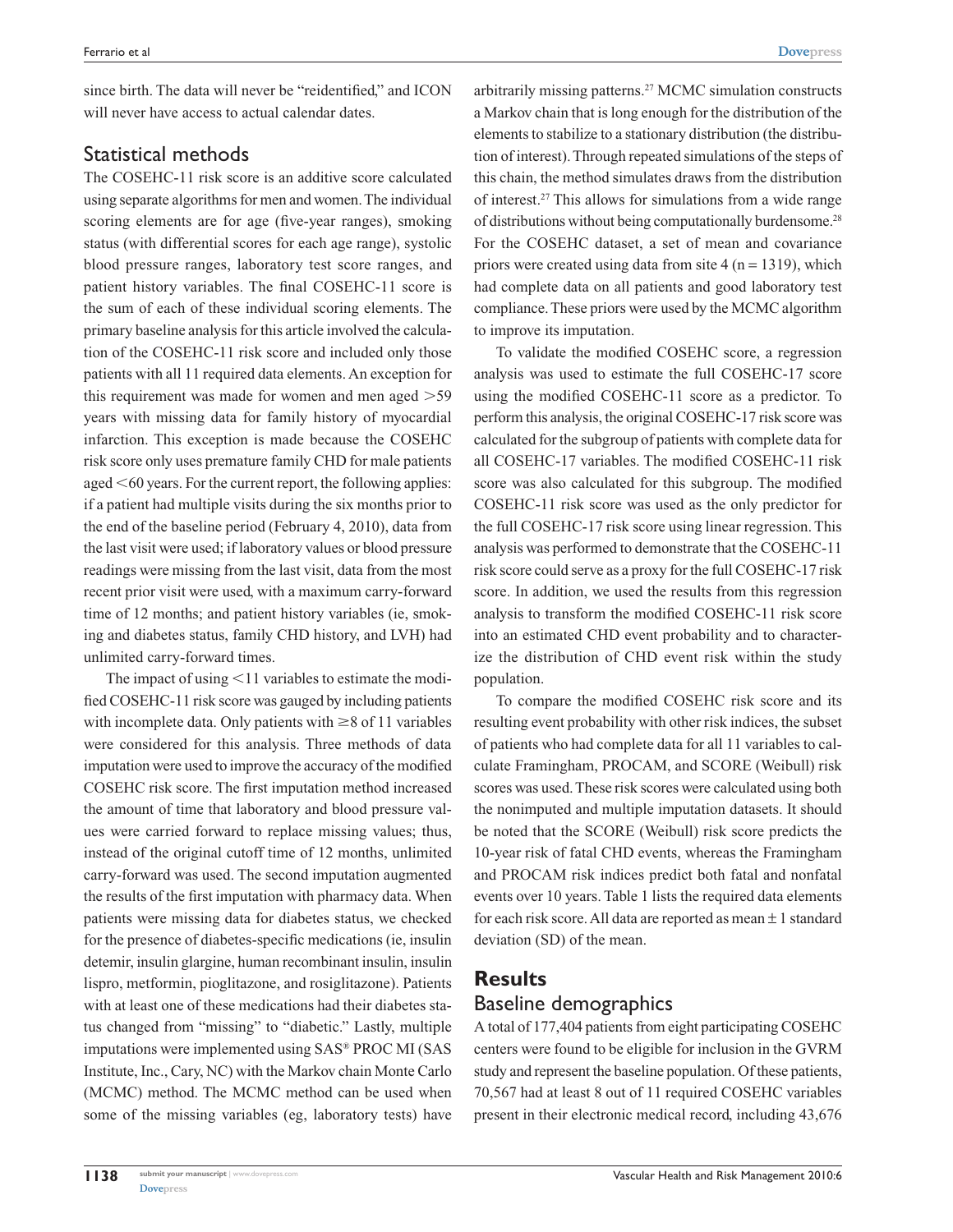since birth. The data will never be "reidentified," and ICON will never have access to actual calendar dates.

## Statistical methods

The COSEHC-11 risk score is an additive score calculated using separate algorithms for men and women. The individual scoring elements are for age (five-year ranges), smoking status (with differential scores for each age range), systolic blood pressure ranges, laboratory test score ranges, and patient history variables. The final COSEHC-11 score is the sum of each of these individual scoring elements. The primary baseline analysis for this article involved the calculation of the COSEHC-11 risk score and included only those patients with all 11 required data elements. An exception for this requirement was made for women and men aged >59 years with missing data for family history of myocardial infarction. This exception is made because the COSEHC risk score only uses premature family CHD for male patients aged <60 years. For the current report, the following applies: if a patient had multiple visits during the six months prior to the end of the baseline period (February 4, 2010), data from the last visit were used; if laboratory values or blood pressure readings were missing from the last visit, data from the most recent prior visit were used, with a maximum carry-forward time of 12 months; and patient history variables (ie, smoking and diabetes status, family CHD history, and LVH) had unlimited carry-forward times.

The impact of using <11 variables to estimate the modified COSEHC-11 risk score was gauged by including patients with incomplete data. Only patients with ≥8 of 11 variables were considered for this analysis. Three methods of data imputation were used to improve the accuracy of the modified COSEHC risk score. The first imputation method increased the amount of time that laboratory and blood pressure values were carried forward to replace missing values; thus, instead of the original cutoff time of 12 months, unlimited carry-forward was used. The second imputation augmented the results of the first imputation with pharmacy data. When patients were missing data for diabetes status, we checked for the presence of diabetes-specific medications (ie, insulin detemir, insulin glargine, human recombinant insulin, insulin lispro, metformin, pioglitazone, and rosiglitazone). Patients with at least one of these medications had their diabetes status changed from "missing" to "diabetic." Lastly, multiple imputations were implemented using SAS® PROC MI (SAS Institute, Inc., Cary, NC) with the Markov chain Monte Carlo (MCMC) method. The MCMC method can be used when some of the missing variables (eg, laboratory tests) have arbitrarily missing patterns.[27] MCMC simulation constructs a Markov chain that is long enough for the distribution of the elements to stabilize to a stationary distribution (the distribution of interest). Through repeated simulations of the steps of this chain, the method simulates draws from the distribution of interest.[27] This allows for simulations from a wide range of distributions without being computationally burdensome.[28] For the COSEHC dataset, a set of mean and covariance priors were created using data from site 4 (n = 1319), which had complete data on all patients and good laboratory test compliance. These priors were used by the MCMC algorithm to improve its imputation.

To validate the modified COSEHC score, a regression analysis was used to estimate the full COSEHC-17 score using the modified COSEHC-11 score as a predictor. To perform this analysis, the original COSEHC-17 risk score was calculated for the subgroup of patients with complete data for all COSEHC-17 variables. The modified COSEHC-11 risk score was also calculated for this subgroup. The modified COSEHC-11 risk score was used as the only predictor for the full COSEHC-17 risk score using linear regression. This analysis was performed to demonstrate that the COSEHC-11 risk score could serve as a proxy for the full COSEHC-17 risk score. In addition, we used the results from this regression analysis to transform the modified COSEHC-11 risk score into an estimated CHD event probability and to characterize the distribution of CHD event risk within the study population.

To compare the modified COSEHC risk score and its resulting event probability with other risk indices, the subset of patients who had complete data for all 11 variables to calculate Framingham, PROCAM, and SCORE (Weibull) risk scores was used. These risk scores were calculated using both the nonimputed and multiple imputation datasets. It should be noted that the SCORE (Weibull) risk score predicts the 10-year risk of fatal CHD events, whereas the Framingham and PROCAM risk indices predict both fatal and nonfatal events over 10 years. Table 1 lists the required data elements for each risk score. All data are reported as mean ± 1 standard deviation (SD) of the mean.

# Results

## Baseline demographics

A total of 177,404 patients from eight participating COSEHC centers were found to be eligible for inclusion in the GVRM study and represent the baseline population. Of these patients, 70,567 had at least 8 out of 11 required COSEHC variables present in their electronic medical record, including 43,676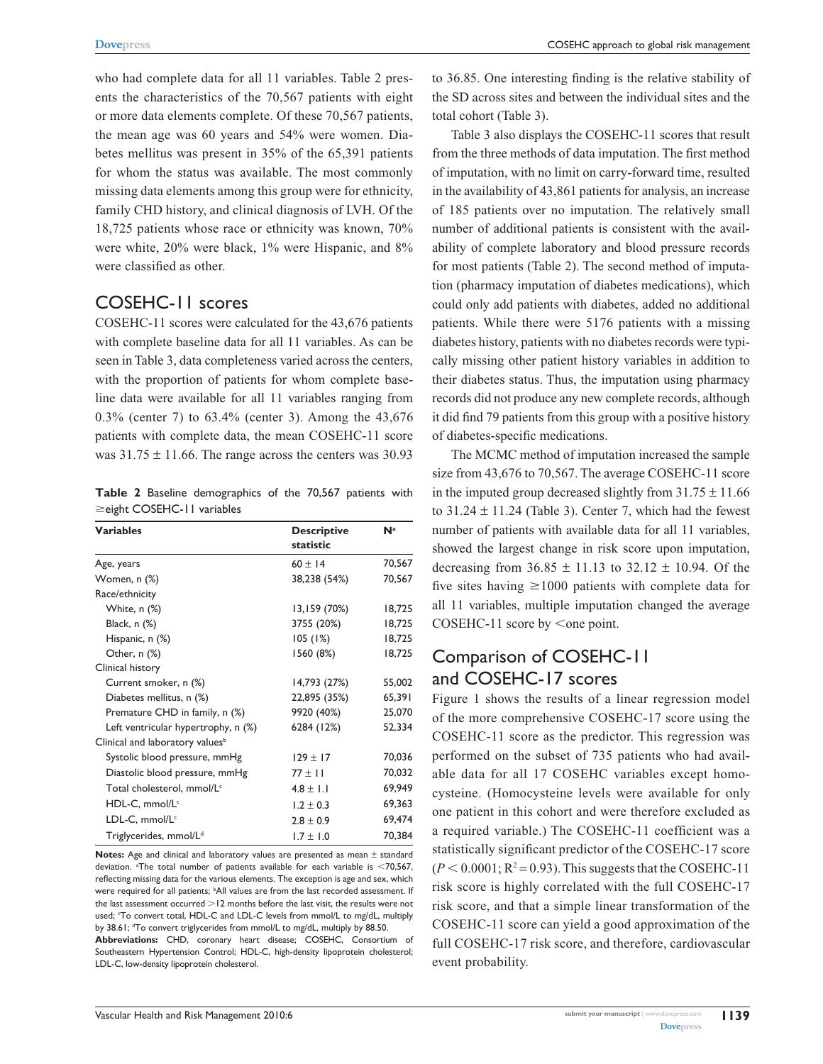who had complete data for all 11 variables. Table 2 presents the characteristics of the 70,567 patients with eight or more data elements complete. Of these 70,567 patients, the mean age was 60 years and 54% were women. Diabetes mellitus was present in 35% of the 65,391 patients for whom the status was available. The most commonly missing data elements among this group were for ethnicity, family CHD history, and clinical diagnosis of LVH. Of the 18,725 patients whose race or ethnicity was known, 70% were white, 20% were black, 1% were Hispanic, and 8% were classified as other.

## COSEHC-11 scores

COSEHC-11 scores were calculated for the 43,676 patients with complete baseline data for all 11 variables. As can be seen in Table 3, data completeness varied across the centers, with the proportion of patients for whom complete baseline data were available for all 11 variables ranging from 0.3% (center 7) to 63.4% (center 3). Among the 43,676 patients with complete data, the mean COSEHC-11 score was 31.75 ± 11.66. The range across the centers was 30.93 to 36.85. One interesting finding is the relative stability of the SD across sites and between the individual sites and the total cohort (Table 3).

**Table 2** Baseline demographics of the 70,567 patients with ≥eight COSEHC-11 variables

| Variables | Descriptive statistic | N[a] |
|---|---|---|
| Age, years | 60 ± 14 | 70,567 |
| Women, n (%) | 38,238 (54%) | 70,567 |
| Race/ethnicity | | |
| White, n (%) | 13,159 (70%) | 18,725 |
| Black, n (%) | 3755 (20%) | 18,725 |
| Hispanic, n (%) | 105 (1%) | 18,725 |
| Other, n (%) | 1560 (8%) | 18,725 |
| Clinical history | | |
| Current smoker, n (%) | 14,793 (27%) | 55,002 |
| Diabetes mellitus, n (%) | 22,895 (35%) | 65,391 |
| Premature CHD in family, n (%) | 9920 (40%) | 25,070 |
| Left ventricular hypertrophy, n (%) | 6284 (12%) | 52,334 |
| Clinical and laboratory values[b] | | |
| Systolic blood pressure, mmHg | 129 ± 17 | 70,036 |
| Diastolic blood pressure, mmHg | 77 ± 11 | 70,032 |
| Total cholesterol, mmol/L[c] | 4.8 ± 1.1 | 69,949 |
| HDL-C, mmol/L[c] | 1.2 ± 0.3 | 69,363 |
| LDL-C, mmol/L[c] | 2.8 ± 0.9 | 69,474 |
| Triglycerides, mmol/L[d] | 1.7 ± 1.0 | 70,384 |

**Notes:** Age and clinical and laboratory values are presented as mean ± standard deviation. [a]The total number of patients available for each variable is <70,567, reflecting missing data for the various elements. The exception is age and sex, which were required for all patients; [b]All values are from the last recorded assessment. If the last assessment occurred >12 months before the last visit, the results were not used; [c]To convert total, HDL-C and LDL-C levels from mmol/L to mg/dL, multiply by 38.61; [d]To convert triglycerides from mmol/L to mg/dL, multiply by 88.50.
**Abbreviations:** CHD, coronary heart disease; COSEHC, Consortium of Southeastern Hypertension Control; HDL-C, high-density lipoprotein cholesterol; LDL-C, low-density lipoprotein cholesterol.

Table 3 also displays the COSEHC-11 scores that result from the three methods of data imputation. The first method of imputation, with no limit on carry-forward time, resulted in the availability of 43,861 patients for analysis, an increase of 185 patients over no imputation. The relatively small number of additional patients is consistent with the availability of complete laboratory and blood pressure records for most patients (Table 2). The second method of imputation (pharmacy imputation of diabetes medications), which could only add patients with diabetes, added no additional patients. While there were 5176 patients with a missing diabetes history, patients with no diabetes records were typically missing other patient history variables in addition to their diabetes status. Thus, the imputation using pharmacy records did not produce any new complete records, although it did find 79 patients from this group with a positive history of diabetes-specific medications.

The MCMC method of imputation increased the sample size from 43,676 to 70,567. The average COSEHC-11 score in the imputed group decreased slightly from 31.75 ± 11.66 to 31.24 ± 11.24 (Table 3). Center 7, which had the fewest number of patients with available data for all 11 variables, showed the largest change in risk score upon imputation, decreasing from 36.85 ± 11.13 to 32.12 ± 10.94. Of the five sites having ≥1000 patients with complete data for all 11 variables, multiple imputation changed the average COSEHC-11 score by <one point.

## Comparison of COSEHC-11 and COSEHC-17 scores

Figure 1 shows the results of a linear regression model of the more comprehensive COSEHC-17 score using the COSEHC-11 score as the predictor. This regression was performed on the subset of 735 patients who had available data for all 17 COSEHC variables except homocysteine. (Homocysteine levels were available for only one patient in this cohort and were therefore excluded as a required variable.) The COSEHC-11 coefficient was a statistically significant predictor of the COSEHC-17 score ($P < 0.0001$; $R^2 = 0.93$). This suggests that the COSEHC-11 risk score is highly correlated with the full COSEHC-17 risk score, and that a simple linear transformation of the COSEHC-11 score can yield a good approximation of the full COSEHC-17 risk score, and therefore, cardiovascular event probability.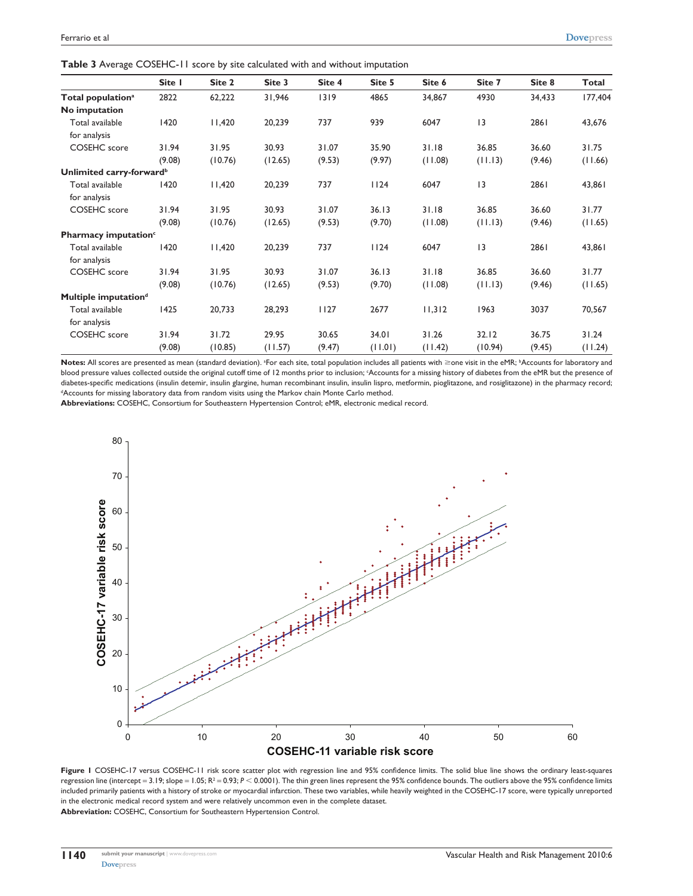**Table 3** Average COSEHC-11 score by site calculated with and without imputation

| | Site 1 | Site 2 | Site 3 | Site 4 | Site 5 | Site 6 | Site 7 | Site 8 | Total |
|---|---|---|---|---|---|---|---|---|---|
| **Total population**[a] | 2822 | 62,222 | 31,946 | 1319 | 4865 | 34,867 | 4930 | 34,433 | 177,404 |
| **No imputation** | | | | | | | | | |
| Total available for analysis | 1420 | 11,420 | 20,239 | 737 | 939 | 6047 | 13 | 2861 | 43,676 |
| COSEHC score | 31.94 (9.08) | 31.95 (10.76) | 30.93 (12.65) | 31.07 (9.53) | 35.90 (9.97) | 31.18 (11.08) | 36.85 (11.13) | 36.60 (9.46) | 31.75 (11.66) |
| **Unlimited carry-forward**[b] | | | | | | | | | |
| Total available for analysis | 1420 | 11,420 | 20,239 | 737 | 1124 | 6047 | 13 | 2861 | 43,861 |
| COSEHC score | 31.94 (9.08) | 31.95 (10.76) | 30.93 (12.65) | 31.07 (9.53) | 36.13 (9.70) | 31.18 (11.08) | 36.85 (11.13) | 36.60 (9.46) | 31.77 (11.65) |
| **Pharmacy imputation**[c] | | | | | | | | | |
| Total available for analysis | 1420 | 11,420 | 20,239 | 737 | 1124 | 6047 | 13 | 2861 | 43,861 |
| COSEHC score | 31.94 (9.08) | 31.95 (10.76) | 30.93 (12.65) | 31.07 (9.53) | 36.13 (9.70) | 31.18 (11.08) | 36.85 (11.13) | 36.60 (9.46) | 31.77 (11.65) |
| **Multiple imputation**[d] | | | | | | | | | |
| Total available for analysis | 1425 | 20,733 | 28,293 | 1127 | 2677 | 11,312 | 1963 | 3037 | 70,567 |
| COSEHC score | 31.94 (9.08) | 31.72 (10.85) | 29.95 (11.57) | 30.65 (9.47) | 34.01 (11.01) | 31.26 (11.42) | 32.12 (10.94) | 36.75 (9.45) | 31.24 (11.24) |

**Notes:** All scores are presented as mean (standard deviation). [a]For each site, total population includes all patients with ≥one visit in the eMR; [b]Accounts for laboratory and blood pressure values collected outside the original cutoff time of 12 months prior to inclusion; [c]Accounts for a missing history of diabetes from the eMR but the presence of diabetes-specific medications (insulin detemir, insulin glargine, human recombinant insulin, insulin lispro, metformin, pioglitazone, and rosiglitazone) in the pharmacy record; [d]Accounts for missing laboratory data from random visits using the Markov chain Monte Carlo method.

**Abbreviations:** COSEHC, Consortium for Southeastern Hypertension Control; eMR, electronic medical record.

**Figure 1** COSEHC-17 versus COSEHC-11 risk score scatter plot with regression line and 95% confidence limits. The solid blue line shows the ordinary least-squares regression line (intercept = 3.19; slope = 1.05; $R^2 = 0.93$; $P < 0.0001$). The thin green lines represent the 95% confidence bounds. The outliers above the 95% confidence limits included primarily patients with a history of stroke or myocardial infarction. These two variables, while heavily weighted in the COSEHC-17 score, were typically unreported in the electronic medical record system and were relatively uncommon even in the complete dataset.

**Abbreviation:** COSEHC, Consortium for Southeastern Hypertension Control.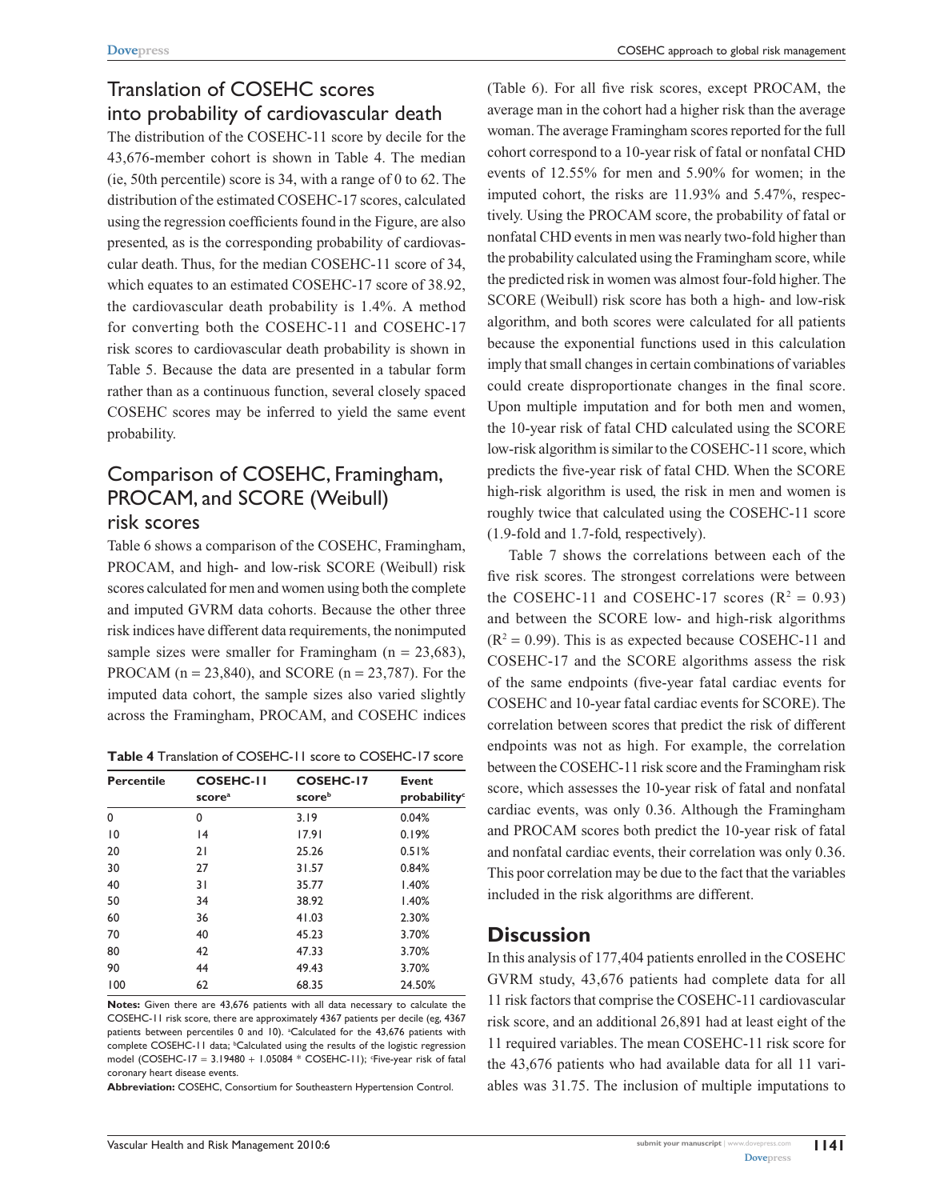## Translation of COSEHC scores into probability of cardiovascular death

The distribution of the COSEHC-11 score by decile for the 43,676-member cohort is shown in Table 4. The median (ie, 50th percentile) score is 34, with a range of 0 to 62. The distribution of the estimated COSEHC-17 scores, calculated using the regression coefficients found in the Figure, are also presented, as is the corresponding probability of cardiovascular death. Thus, for the median COSEHC-11 score of 34, which equates to an estimated COSEHC-17 score of 38.92, the cardiovascular death probability is 1.4%. A method for converting both the COSEHC-11 and COSEHC-17 risk scores to cardiovascular death probability is shown in Table 5. Because the data are presented in a tabular form rather than as a continuous function, several closely spaced COSEHC scores may be inferred to yield the same event probability.

## Comparison of COSEHC, Framingham, PROCAM, and SCORE (Weibull) risk scores

Table 6 shows a comparison of the COSEHC, Framingham, PROCAM, and high- and low-risk SCORE (Weibull) risk scores calculated for men and women using both the complete and imputed GVRM data cohorts. Because the other three risk indices have different data requirements, the nonimputed sample sizes were smaller for Framingham (n = 23,683), PROCAM (n = 23,840), and SCORE (n = 23,787). For the imputed data cohort, the sample sizes also varied slightly across the Framingham, PROCAM, and COSEHC indices (Table 6). For all five risk scores, except PROCAM, the average man in the cohort had a higher risk than the average woman. The average Framingham scores reported for the full cohort correspond to a 10-year risk of fatal or nonfatal CHD events of 12.55% for men and 5.90% for women; in the imputed cohort, the risks are 11.93% and 5.47%, respectively. Using the PROCAM score, the probability of fatal or nonfatal CHD events in men was nearly two-fold higher than the probability calculated using the Framingham score, while the predicted risk in women was almost four-fold higher. The SCORE (Weibull) risk score has both a high- and low-risk algorithm, and both scores were calculated for all patients because the exponential functions used in this calculation imply that small changes in certain combinations of variables could create disproportionate changes in the final score. Upon multiple imputation and for both men and women, the 10-year risk of fatal CHD calculated using the SCORE low-risk algorithm is similar to the COSEHC-11 score, which predicts the five-year risk of fatal CHD. When the SCORE high-risk algorithm is used, the risk in men and women is roughly twice that calculated using the COSEHC-11 score (1.9-fold and 1.7-fold, respectively).

Table 7 shows the correlations between each of the five risk scores. The strongest correlations were between the COSEHC-11 and COSEHC-17 scores ($R^2 = 0.93$) and between the SCORE low- and high-risk algorithms ($R^2 = 0.99$). This is as expected because COSEHC-11 and COSEHC-17 and the SCORE algorithms assess the risk of the same endpoints (five-year fatal cardiac events for COSEHC and 10-year fatal cardiac events for SCORE). The correlation between scores that predict the risk of different endpoints was not as high. For example, the correlation between the COSEHC-11 risk score and the Framingham risk score, which assesses the 10-year risk of fatal and nonfatal cardiac events, was only 0.36. Although the Framingham and PROCAM scores both predict the 10-year risk of fatal and nonfatal cardiac events, their correlation was only 0.36. This poor correlation may be due to the fact that the variables included in the risk algorithms are different.

**Table 4** Translation of COSEHC-11 score to COSEHC-17 score

| Percentile | COSEHC-11 score[a] | COSEHC-17 score[b] | Event probability[c] |
|---|---|---|---|
| 0 | 0 | 3.19 | 0.04% |
| 10 | 14 | 17.91 | 0.19% |
| 20 | 21 | 25.26 | 0.51% |
| 30 | 27 | 31.57 | 0.84% |
| 40 | 31 | 35.77 | 1.40% |
| 50 | 34 | 38.92 | 1.40% |
| 60 | 36 | 41.03 | 2.30% |
| 70 | 40 | 45.23 | 3.70% |
| 80 | 42 | 47.33 | 3.70% |
| 90 | 44 | 49.43 | 3.70% |
| 100 | 62 | 68.35 | 24.50% |

**Notes:** Given there are 43,676 patients with all data necessary to calculate the COSEHC-11 risk score, there are approximately 4367 patients per decile (eg, 4367 patients between percentiles 0 and 10). [a]Calculated for the 43,676 patients with complete COSEHC-11 data; [b]Calculated using the results of the logistic regression model (COSEHC-17 = 3.19480 + 1.05084 * COSEHC-11); [c]Five-year risk of fatal coronary heart disease events.

**Abbreviation:** COSEHC, Consortium for Southeastern Hypertension Control.

## Discussion

In this analysis of 177,404 patients enrolled in the COSEHC GVRM study, 43,676 patients had complete data for all 11 risk factors that comprise the COSEHC-11 cardiovascular risk score, and an additional 26,891 had at least eight of the 11 required variables. The mean COSEHC-11 risk score for the 43,676 patients who had available data for all 11 variables was 31.75. The inclusion of multiple imputations to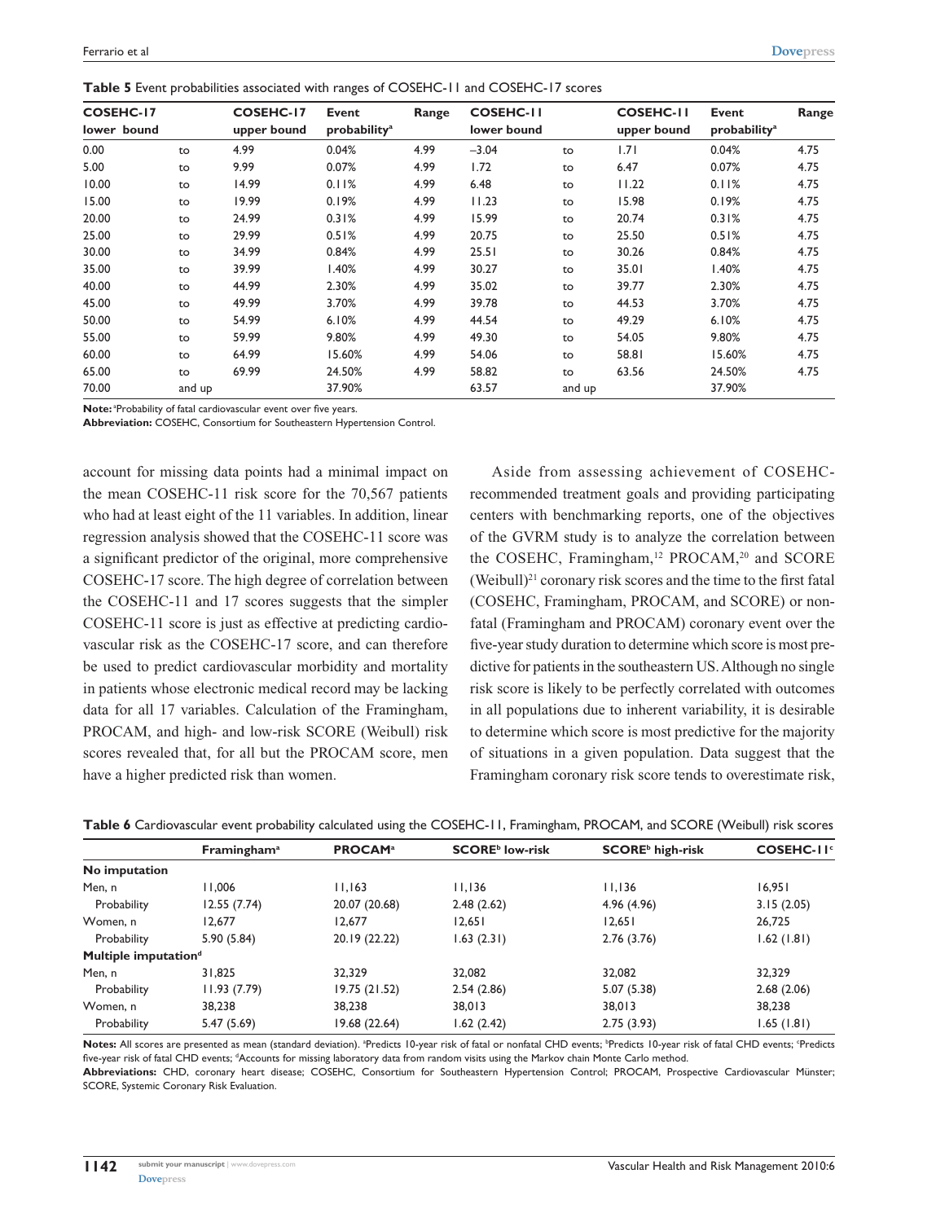**Table 5** Event probabilities associated with ranges of COSEHC-11 and COSEHC-17 scores

| COSEHC-17 lower bound | | COSEHC-17 upper bound | Event probability[a] | Range | COSEHC-11 lower bound | | COSEHC-11 upper bound | Event probability[a] | Range |
|---|---|---|---|---|---|---|---|---|---|
| 0.00 | to | 4.99 | 0.04% | 4.99 | −3.04 | to | 1.71 | 0.04% | 4.75 |
| 5.00 | to | 9.99 | 0.07% | 4.99 | 1.72 | to | 6.47 | 0.07% | 4.75 |
| 10.00 | to | 14.99 | 0.11% | 4.99 | 6.48 | to | 11.22 | 0.11% | 4.75 |
| 15.00 | to | 19.99 | 0.19% | 4.99 | 11.23 | to | 15.98 | 0.19% | 4.75 |
| 20.00 | to | 24.99 | 0.31% | 4.99 | 15.99 | to | 20.74 | 0.31% | 4.75 |
| 25.00 | to | 29.99 | 0.51% | 4.99 | 20.75 | to | 25.50 | 0.51% | 4.75 |
| 30.00 | to | 34.99 | 0.84% | 4.99 | 25.51 | to | 30.26 | 0.84% | 4.75 |
| 35.00 | to | 39.99 | 1.40% | 4.99 | 30.27 | to | 35.01 | 1.40% | 4.75 |
| 40.00 | to | 44.99 | 2.30% | 4.99 | 35.02 | to | 39.77 | 2.30% | 4.75 |
| 45.00 | to | 49.99 | 3.70% | 4.99 | 39.78 | to | 44.53 | 3.70% | 4.75 |
| 50.00 | to | 54.99 | 6.10% | 4.99 | 44.54 | to | 49.29 | 6.10% | 4.75 |
| 55.00 | to | 59.99 | 9.80% | 4.99 | 49.30 | to | 54.05 | 9.80% | 4.75 |
| 60.00 | to | 64.99 | 15.60% | 4.99 | 54.06 | to | 58.81 | 15.60% | 4.75 |
| 65.00 | to | 69.99 | 24.50% | 4.99 | 58.82 | to | 63.56 | 24.50% | 4.75 |
| 70.00 | and up | | 37.90% | | 63.57 | and up | | 37.90% | |

**Note:** [a]Probability of fatal cardiovascular event over five years.
**Abbreviation:** COSEHC, Consortium for Southeastern Hypertension Control.

account for missing data points had a minimal impact on the mean COSEHC-11 risk score for the 70,567 patients who had at least eight of the 11 variables. In addition, linear regression analysis showed that the COSEHC-11 score was a significant predictor of the original, more comprehensive COSEHC-17 score. The high degree of correlation between the COSEHC-11 and 17 scores suggests that the simpler COSEHC-11 score is just as effective at predicting cardiovascular risk as the COSEHC-17 score, and can therefore be used to predict cardiovascular morbidity and mortality in patients whose electronic medical record may be lacking data for all 17 variables. Calculation of the Framingham, PROCAM, and high- and low-risk SCORE (Weibull) risk scores revealed that, for all but the PROCAM score, men have a higher predicted risk than women.

Aside from assessing achievement of COSEHC-recommended treatment goals and providing participating centers with benchmarking reports, one of the objectives of the GVRM study is to analyze the correlation between the COSEHC, Framingham,[12] PROCAM,[20] and SCORE (Weibull)[21] coronary risk scores and the time to the first fatal (COSEHC, Framingham, PROCAM, and SCORE) or nonfatal (Framingham and PROCAM) coronary event over the five-year study duration to determine which score is most predictive for patients in the southeastern US. Although no single risk score is likely to be perfectly correlated with outcomes in all populations due to inherent variability, it is desirable to determine which score is most predictive for the majority of situations in a given population. Data suggest that the Framingham coronary risk score tends to overestimate risk,

**Table 6** Cardiovascular event probability calculated using the COSEHC-11, Framingham, PROCAM, and SCORE (Weibull) risk scores

| | Framingham[a] | PROCAM[a] | SCORE[b] low-risk | SCORE[b] high-risk | COSEHC-11[c] |
|---|---|---|---|---|---|
| **No imputation** | | | | | |
| Men, n | 11,006 | 11,163 | 11,136 | 11,136 | 16,951 |
| Probability | 12.55 (7.74) | 20.07 (20.68) | 2.48 (2.62) | 4.96 (4.96) | 3.15 (2.05) |
| Women, n | 12,677 | 12,677 | 12,651 | 12,651 | 26,725 |
| Probability | 5.90 (5.84) | 20.19 (22.22) | 1.63 (2.31) | 2.76 (3.76) | 1.62 (1.81) |
| **Multiple imputation[d]** | | | | | |
| Men, n | 31,825 | 32,329 | 32,082 | 32,082 | 32,329 |
| Probability | 11.93 (7.79) | 19.75 (21.52) | 2.54 (2.86) | 5.07 (5.38) | 2.68 (2.06) |
| Women, n | 38,238 | 38,238 | 38,013 | 38,013 | 38,238 |
| Probability | 5.47 (5.69) | 19.68 (22.64) | 1.62 (2.42) | 2.75 (3.93) | 1.65 (1.81) |

**Notes:** All scores are presented as mean (standard deviation). [a]Predicts 10-year risk of fatal or nonfatal CHD events; [b]Predicts 10-year risk of fatal CHD events; [c]Predicts five-year risk of fatal CHD events; [d]Accounts for missing laboratory data from random visits using the Markov chain Monte Carlo method.
**Abbreviations:** CHD, coronary heart disease; COSEHC, Consortium for Southeastern Hypertension Control; PROCAM, Prospective Cardiovascular Münster; SCORE, Systemic Coronary Risk Evaluation.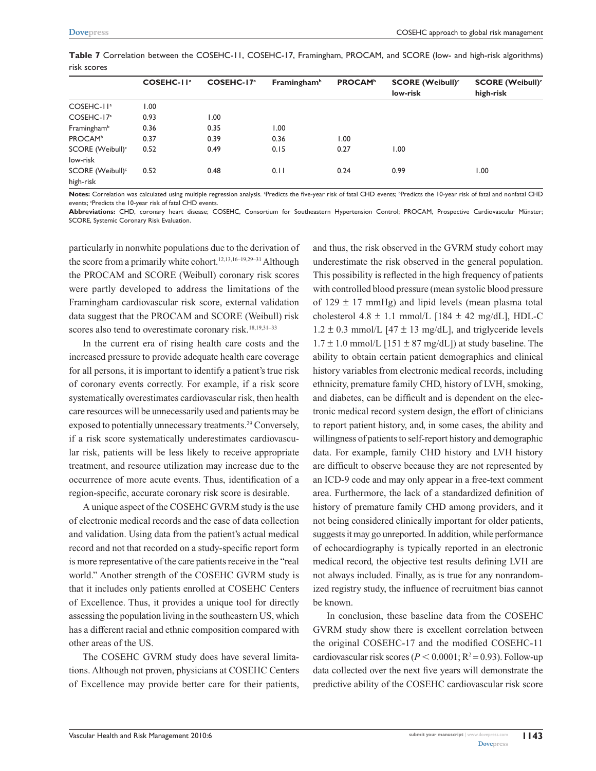**Table 7** Correlation between the COSEHC-11, COSEHC-17, Framingham, PROCAM, and SCORE (low- and high-risk algorithms) risk scores

| | COSEHC-11[a] | COSEHC-17[a] | Framingham[b] | PROCAM[b] | SCORE (Weibull)[c] low-risk | SCORE (Weibull)[c] high-risk |
|---|---|---|---|---|---|---|
| COSEHC-11[a] | 1.00 | | | | | |
| COSEHC-17[a] | 0.93 | 1.00 | | | | |
| Framingham[b] | 0.36 | 0.35 | 1.00 | | | |
| PROCAM[b] | 0.37 | 0.39 | 0.36 | 1.00 | | |
| SCORE (Weibull)[c] low-risk | 0.52 | 0.49 | 0.15 | 0.27 | 1.00 | |
| SCORE (Weibull)[c] high-risk | 0.52 | 0.48 | 0.11 | 0.24 | 0.99 | 1.00 |

**Notes:** Correlation was calculated using multiple regression analysis. [a]Predicts the five-year risk of fatal CHD events; [b]Predicts the 10-year risk of fatal and nonfatal CHD events; [c]Predicts the 10-year risk of fatal CHD events.

**Abbreviations:** CHD, coronary heart disease; COSEHC, Consortium for Southeastern Hypertension Control; PROCAM, Prospective Cardiovascular Münster; SCORE, Systemic Coronary Risk Evaluation.

particularly in nonwhite populations due to the derivation of the score from a primarily white cohort.[12,13,16–19,29–31] Although the PROCAM and SCORE (Weibull) coronary risk scores were partly developed to address the limitations of the Framingham cardiovascular risk score, external validation data suggest that the PROCAM and SCORE (Weibull) risk scores also tend to overestimate coronary risk.[18,19,31–33]

In the current era of rising health care costs and the increased pressure to provide adequate health care coverage for all persons, it is important to identify a patient's true risk of coronary events correctly. For example, if a risk score systematically overestimates cardiovascular risk, then health care resources will be unnecessarily used and patients may be exposed to potentially unnecessary treatments.[29] Conversely, if a risk score systematically underestimates cardiovascular risk, patients will be less likely to receive appropriate treatment, and resource utilization may increase due to the occurrence of more acute events. Thus, identification of a region-specific, accurate coronary risk score is desirable.

A unique aspect of the COSEHC GVRM study is the use of electronic medical records and the ease of data collection and validation. Using data from the patient's actual medical record and not that recorded on a study-specific report form is more representative of the care patients receive in the "real world." Another strength of the COSEHC GVRM study is that it includes only patients enrolled at COSEHC Centers of Excellence. Thus, it provides a unique tool for directly assessing the population living in the southeastern US, which has a different racial and ethnic composition compared with other areas of the US.

The COSEHC GVRM study does have several limitations. Although not proven, physicians at COSEHC Centers of Excellence may provide better care for their patients, and thus, the risk observed in the GVRM study cohort may underestimate the risk observed in the general population. This possibility is reflected in the high frequency of patients with controlled blood pressure (mean systolic blood pressure of 129 ± 17 mmHg) and lipid levels (mean plasma total cholesterol 4.8 ± 1.1 mmol/L [184 ± 42 mg/dL], HDL-C 1.2 ± 0.3 mmol/L [47 ± 13 mg/dL], and triglyceride levels 1.7 ± 1.0 mmol/L [151 ± 87 mg/dL]) at study baseline. The ability to obtain certain patient demographics and clinical history variables from electronic medical records, including ethnicity, premature family CHD, history of LVH, smoking, and diabetes, can be difficult and is dependent on the electronic medical record system design, the effort of clinicians to report patient history, and, in some cases, the ability and willingness of patients to self-report history and demographic data. For example, family CHD history and LVH history are difficult to observe because they are not represented by an ICD-9 code and may only appear in a free-text comment area. Furthermore, the lack of a standardized definition of history of premature family CHD among providers, and it not being considered clinically important for older patients, suggests it may go unreported. In addition, while performance of echocardiography is typically reported in an electronic medical record, the objective test results defining LVH are not always included. Finally, as is true for any nonrandomized registry study, the influence of recruitment bias cannot be known.

In conclusion, these baseline data from the COSEHC GVRM study show there is excellent correlation between the original COSEHC-17 and the modified COSEHC-11 cardiovascular risk scores ($P < 0.0001$; $R^2 = 0.93$). Follow-up data collected over the next five years will demonstrate the predictive ability of the COSEHC cardiovascular risk score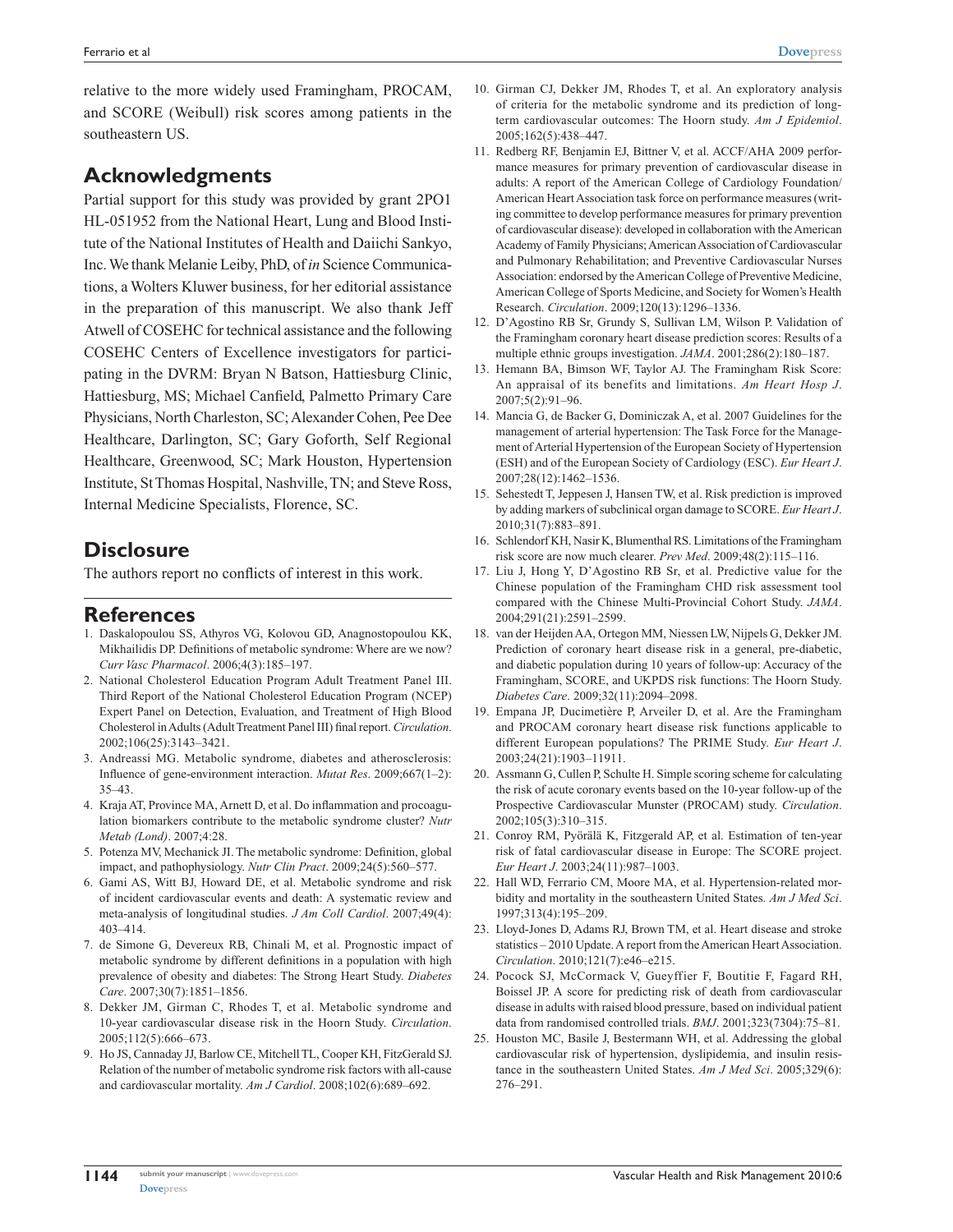relative to the more widely used Framingham, PROCAM, and SCORE (Weibull) risk scores among patients in the southeastern US.

## Acknowledgments

Partial support for this study was provided by grant 2PO1 HL-051952 from the National Heart, Lung and Blood Institute of the National Institutes of Health and Daiichi Sankyo, Inc. We thank Melanie Leiby, PhD, of *in* Science Communications, a Wolters Kluwer business, for her editorial assistance in the preparation of this manuscript. We also thank Jeff Atwell of COSEHC for technical assistance and the following COSEHC Centers of Excellence investigators for participating in the DVRM: Bryan N Batson, Hattiesburg Clinic, Hattiesburg, MS; Michael Canfield, Palmetto Primary Care Physicians, North Charleston, SC; Alexander Cohen, Pee Dee Healthcare, Darlington, SC; Gary Goforth, Self Regional Healthcare, Greenwood, SC; Mark Houston, Hypertension Institute, St Thomas Hospital, Nashville, TN; and Steve Ross, Internal Medicine Specialists, Florence, SC.

## Disclosure

The authors report no conflicts of interest in this work.

## References

1. Daskalopoulou SS, Athyros VG, Kolovou GD, Anagnostopoulou KK, Mikhailidis DP. Definitions of metabolic syndrome: Where are we now? *Curr Vasc Pharmacol*. 2006;4(3):185–197.
2. National Cholesterol Education Program Adult Treatment Panel III. Third Report of the National Cholesterol Education Program (NCEP) Expert Panel on Detection, Evaluation, and Treatment of High Blood Cholesterol in Adults (Adult Treatment Panel III) final report. *Circulation*. 2002;106(25):3143–3421.
3. Andreassi MG. Metabolic syndrome, diabetes and atherosclerosis: Influence of gene-environment interaction. *Mutat Res*. 2009;667(1–2): 35–43.
4. Kraja AT, Province MA, Arnett D, et al. Do inflammation and procoagulation biomarkers contribute to the metabolic syndrome cluster? *Nutr Metab (Lond)*. 2007;4:28.
5. Potenza MV, Mechanick JI. The metabolic syndrome: Definition, global impact, and pathophysiology. *Nutr Clin Pract*. 2009;24(5):560–577.
6. Gami AS, Witt BJ, Howard DE, et al. Metabolic syndrome and risk of incident cardiovascular events and death: A systematic review and meta-analysis of longitudinal studies. *J Am Coll Cardiol*. 2007;49(4): 403–414.
7. de Simone G, Devereux RB, Chinali M, et al. Prognostic impact of metabolic syndrome by different definitions in a population with high prevalence of obesity and diabetes: The Strong Heart Study. *Diabetes Care*. 2007;30(7):1851–1856.
8. Dekker JM, Girman C, Rhodes T, et al. Metabolic syndrome and 10-year cardiovascular disease risk in the Hoorn Study. *Circulation*. 2005;112(5):666–673.
9. Ho JS, Cannaday JJ, Barlow CE, Mitchell TL, Cooper KH, FitzGerald SJ. Relation of the number of metabolic syndrome risk factors with all-cause and cardiovascular mortality. *Am J Cardiol*. 2008;102(6):689–692.
10. Girman CJ, Dekker JM, Rhodes T, et al. An exploratory analysis of criteria for the metabolic syndrome and its prediction of long-term cardiovascular outcomes: The Hoorn study. *Am J Epidemiol*. 2005;162(5):438–447.
11. Redberg RF, Benjamin EJ, Bittner V, et al. ACCF/AHA 2009 performance measures for primary prevention of cardiovascular disease in adults: A report of the American College of Cardiology Foundation/American Heart Association task force on performance measures (writing committee to develop performance measures for primary prevention of cardiovascular disease): developed in collaboration with the American Academy of Family Physicians; American Association of Cardiovascular and Pulmonary Rehabilitation; and Preventive Cardiovascular Nurses Association: endorsed by the American College of Preventive Medicine, American College of Sports Medicine, and Society for Women's Health Research. *Circulation*. 2009;120(13):1296–1336.
12. D'Agostino RB Sr, Grundy S, Sullivan LM, Wilson P. Validation of the Framingham coronary heart disease prediction scores: Results of a multiple ethnic groups investigation. *JAMA*. 2001;286(2):180–187.
13. Hemann BA, Bimson WF, Taylor AJ. The Framingham Risk Score: An appraisal of its benefits and limitations. *Am Heart Hosp J*. 2007;5(2):91–96.
14. Mancia G, de Backer G, Dominiczak A, et al. 2007 Guidelines for the management of arterial hypertension: The Task Force for the Management of Arterial Hypertension of the European Society of Hypertension (ESH) and of the European Society of Cardiology (ESC). *Eur Heart J*. 2007;28(12):1462–1536.
15. Sehestedt T, Jeppesen J, Hansen TW, et al. Risk prediction is improved by adding markers of subclinical organ damage to SCORE. *Eur Heart J*. 2010;31(7):883–891.
16. Schlendorf KH, Nasir K, Blumenthal RS. Limitations of the Framingham risk score are now much clearer. *Prev Med*. 2009;48(2):115–116.
17. Liu J, Hong Y, D'Agostino RB Sr, et al. Predictive value for the Chinese population of the Framingham CHD risk assessment tool compared with the Chinese Multi-Provincial Cohort Study. *JAMA*. 2004;291(21):2591–2599.
18. van der Heijden AA, Ortegon MM, Niessen LW, Nijpels G, Dekker JM. Prediction of coronary heart disease risk in a general, pre-diabetic, and diabetic population during 10 years of follow-up: Accuracy of the Framingham, SCORE, and UKPDS risk functions: The Hoorn Study. *Diabetes Care*. 2009;32(11):2094–2098.
19. Empana JP, Ducimetière P, Arveiler D, et al. Are the Framingham and PROCAM coronary heart disease risk functions applicable to different European populations? The PRIME Study. *Eur Heart J*. 2003;24(21):1903–11911.
20. Assmann G, Cullen P, Schulte H. Simple scoring scheme for calculating the risk of acute coronary events based on the 10-year follow-up of the Prospective Cardiovascular Munster (PROCAM) study. *Circulation*. 2002;105(3):310–315.
21. Conroy RM, Pyörälä K, Fitzgerald AP, et al. Estimation of ten-year risk of fatal cardiovascular disease in Europe: The SCORE project. *Eur Heart J*. 2003;24(11):987–1003.
22. Hall WD, Ferrario CM, Moore MA, et al. Hypertension-related morbidity and mortality in the southeastern United States. *Am J Med Sci*. 1997;313(4):195–209.
23. Lloyd-Jones D, Adams RJ, Brown TM, et al. Heart disease and stroke statistics – 2010 Update. A report from the American Heart Association. *Circulation*. 2010;121(7):e46–e215.
24. Pocock SJ, McCormack V, Gueyffier F, Boutitie F, Fagard RH, Boissel JP. A score for predicting risk of death from cardiovascular disease in adults with raised blood pressure, based on individual patient data from randomised controlled trials. *BMJ*. 2001;323(7304):75–81.
25. Houston MC, Basile J, Bestermann WH, et al. Addressing the global cardiovascular risk of hypertension, dyslipidemia, and insulin resistance in the southeastern United States. *Am J Med Sci*. 2005;329(6): 276–291.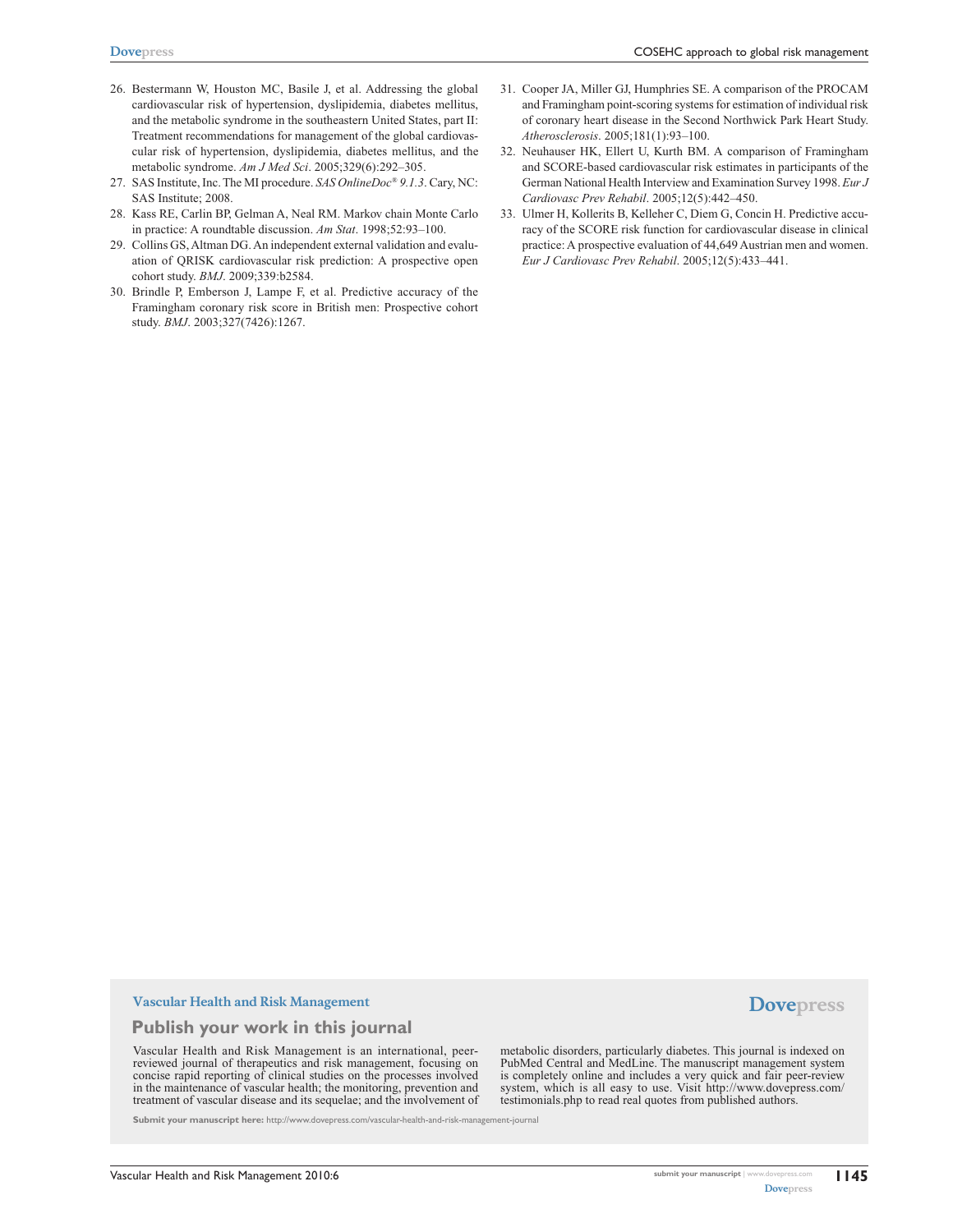26. Bestermann W, Houston MC, Basile J, et al. Addressing the global cardiovascular risk of hypertension, dyslipidemia, diabetes mellitus, and the metabolic syndrome in the southeastern United States, part II: Treatment recommendations for management of the global cardiovascular risk of hypertension, dyslipidemia, diabetes mellitus, and the metabolic syndrome. *Am J Med Sci*. 2005;329(6):292–305.
27. SAS Institute, Inc. The MI procedure. *SAS OnlineDoc® 9.1.3*. Cary, NC: SAS Institute; 2008.
28. Kass RE, Carlin BP, Gelman A, Neal RM. Markov chain Monte Carlo in practice: A roundtable discussion. *Am Stat*. 1998;52:93–100.
29. Collins GS, Altman DG. An independent external validation and evaluation of QRISK cardiovascular risk prediction: A prospective open cohort study. *BMJ*. 2009;339:b2584.
30. Brindle P, Emberson J, Lampe F, et al. Predictive accuracy of the Framingham coronary risk score in British men: Prospective cohort study. *BMJ*. 2003;327(7426):1267.
31. Cooper JA, Miller GJ, Humphries SE. A comparison of the PROCAM and Framingham point-scoring systems for estimation of individual risk of coronary heart disease in the Second Northwick Park Heart Study. *Atherosclerosis*. 2005;181(1):93–100.
32. Neuhauser HK, Ellert U, Kurth BM. A comparison of Framingham and SCORE-based cardiovascular risk estimates in participants of the German National Health Interview and Examination Survey 1998. *Eur J Cardiovasc Prev Rehabil*. 2005;12(5):442–450.
33. Ulmer H, Kollerits B, Kelleher C, Diem G, Concin H. Predictive accuracy of the SCORE risk function for cardiovascular disease in clinical practice: A prospective evaluation of 44,649 Austrian men and women. *Eur J Cardiovasc Prev Rehabil*. 2005;12(5):433–441.

**Vascular Health and Risk Management**

## Publish your work in this journal

Vascular Health and Risk Management is an international, peer-reviewed journal of therapeutics and risk management, focusing on concise rapid reporting of clinical studies on the processes involved in the maintenance of vascular health; the monitoring, prevention and treatment of vascular disease and its sequelae; and the involvement of metabolic disorders, particularly diabetes. This journal is indexed on PubMed Central and MedLine. The manuscript management system is completely online and includes a very quick and fair peer-review system, which is all easy to use. Visit http://www.dovepress.com/testimonials.php to read real quotes from published authors.

**Submit your manuscript here:** http://www.dovepress.com/vascular-health-and-risk-management-journal